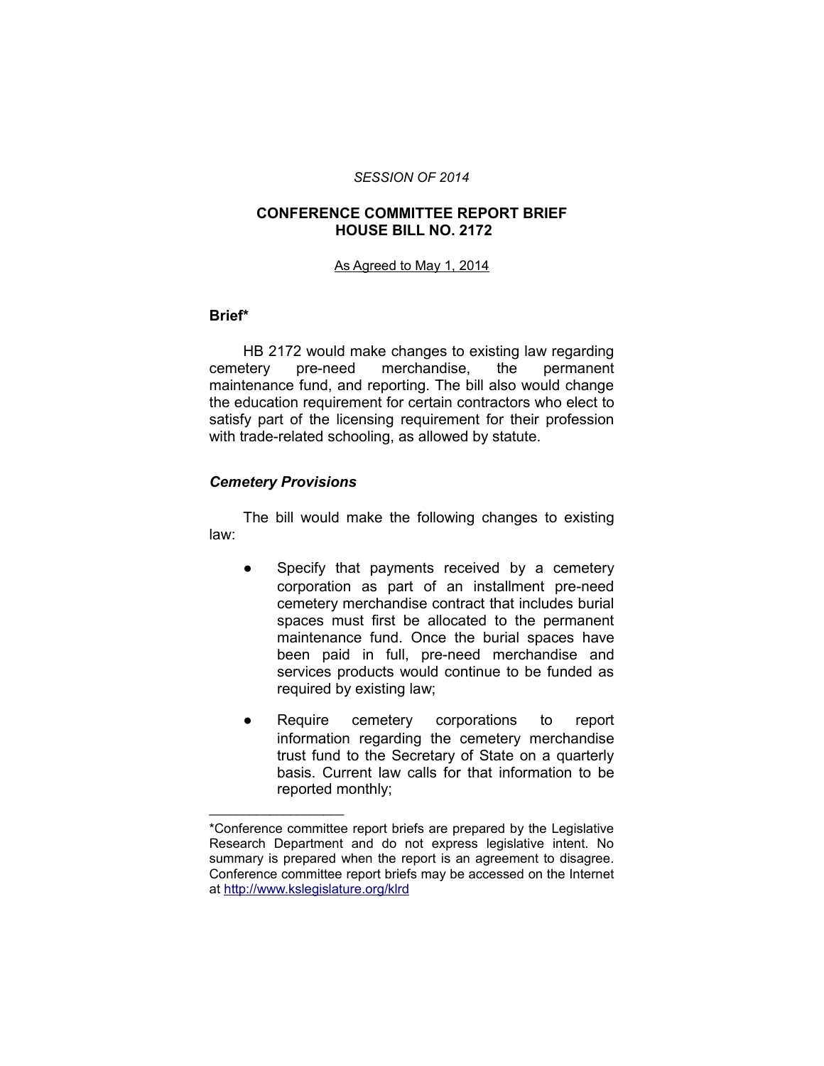*SESSION OF 2014*

# CONFERENCE COMMITTEE REPORT BRIEF HOUSE BILL NO. 2172

As Agreed to May 1, 2014

## Brief*

HB 2172 would make changes to existing law regarding cemetery pre-need merchandise, the permanent maintenance fund, and reporting. The bill also would change the education requirement for certain contractors who elect to satisfy part of the licensing requirement for their profession with trade-related schooling, as allowed by statute.

### *Cemetery Provisions*

The bill would make the following changes to existing law:

- Specify that payments received by a cemetery corporation as part of an installment pre-need cemetery merchandise contract that includes burial spaces must first be allocated to the permanent maintenance fund. Once the burial spaces have been paid in full, pre-need merchandise and services products would continue to be funded as required by existing law;
- Require cemetery corporations to report information regarding the cemetery merchandise trust fund to the Secretary of State on a quarterly basis. Current law calls for that information to be reported monthly;

---

*Conference committee report briefs are prepared by the Legislative Research Department and do not express legislative intent. No summary is prepared when the report is an agreement to disagree. Conference committee report briefs may be accessed on the Internet at http://www.kslegislature.org/klrd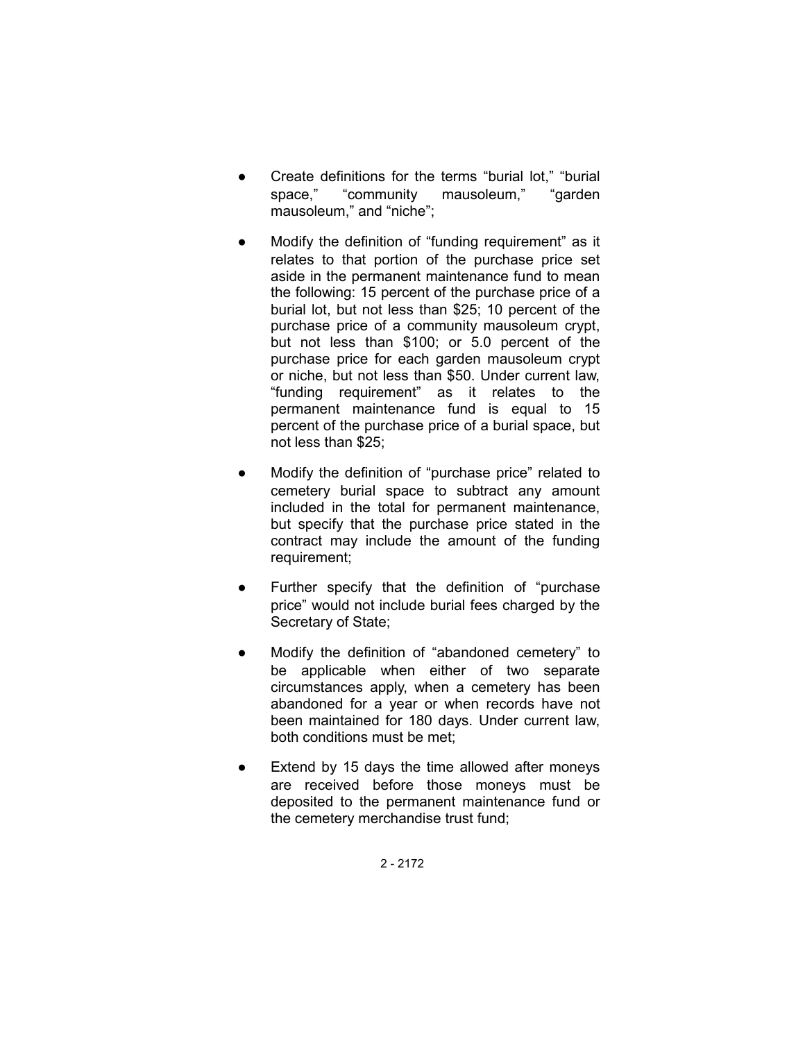- Create definitions for the terms "burial lot," "burial space," "community mausoleum," "garden mausoleum," and "niche";

- Modify the definition of "funding requirement" as it relates to that portion of the purchase price set aside in the permanent maintenance fund to mean the following: 15 percent of the purchase price of a burial lot, but not less than $25; 10 percent of the purchase price of a community mausoleum crypt, but not less than $100; or 5.0 percent of the purchase price for each garden mausoleum crypt or niche, but not less than $50. Under current law, "funding requirement" as it relates to the permanent maintenance fund is equal to 15 percent of the purchase price of a burial space, but not less than $25;

- Modify the definition of "purchase price" related to cemetery burial space to subtract any amount included in the total for permanent maintenance, but specify that the purchase price stated in the contract may include the amount of the funding requirement;

- Further specify that the definition of "purchase price" would not include burial fees charged by the Secretary of State;

- Modify the definition of "abandoned cemetery" to be applicable when either of two separate circumstances apply, when a cemetery has been abandoned for a year or when records have not been maintained for 180 days. Under current law, both conditions must be met;

- Extend by 15 days the time allowed after moneys are received before those moneys must be deposited to the permanent maintenance fund or the cemetery merchandise trust fund;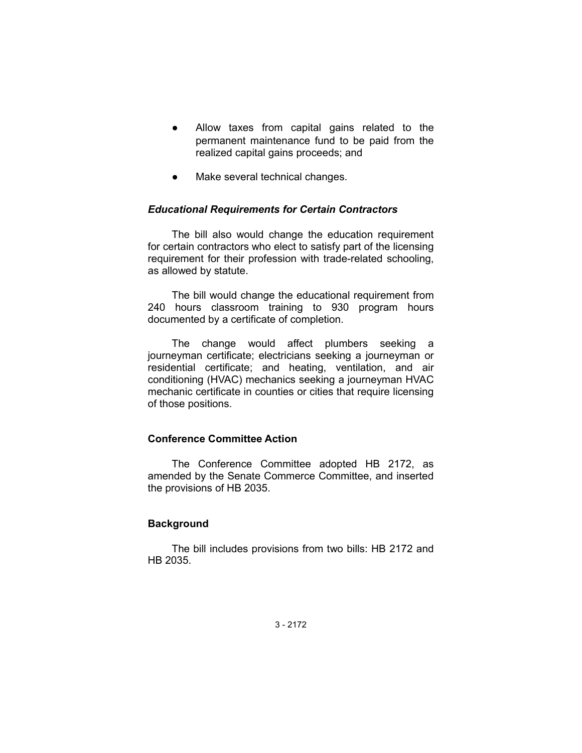- Allow taxes from capital gains related to the permanent maintenance fund to be paid from the realized capital gains proceeds; and
- Make several technical changes.

### *Educational Requirements for Certain Contractors*

The bill also would change the education requirement for certain contractors who elect to satisfy part of the licensing requirement for their profession with trade-related schooling, as allowed by statute.

The bill would change the educational requirement from 240 hours classroom training to 930 program hours documented by a certificate of completion.

The change would affect plumbers seeking a journeyman certificate; electricians seeking a journeyman or residential certificate; and heating, ventilation, and air conditioning (HVAC) mechanics seeking a journeyman HVAC mechanic certificate in counties or cities that require licensing of those positions.

## Conference Committee Action

The Conference Committee adopted HB 2172, as amended by the Senate Commerce Committee, and inserted the provisions of HB 2035.

## Background

The bill includes provisions from two bills: HB 2172 and HB 2035.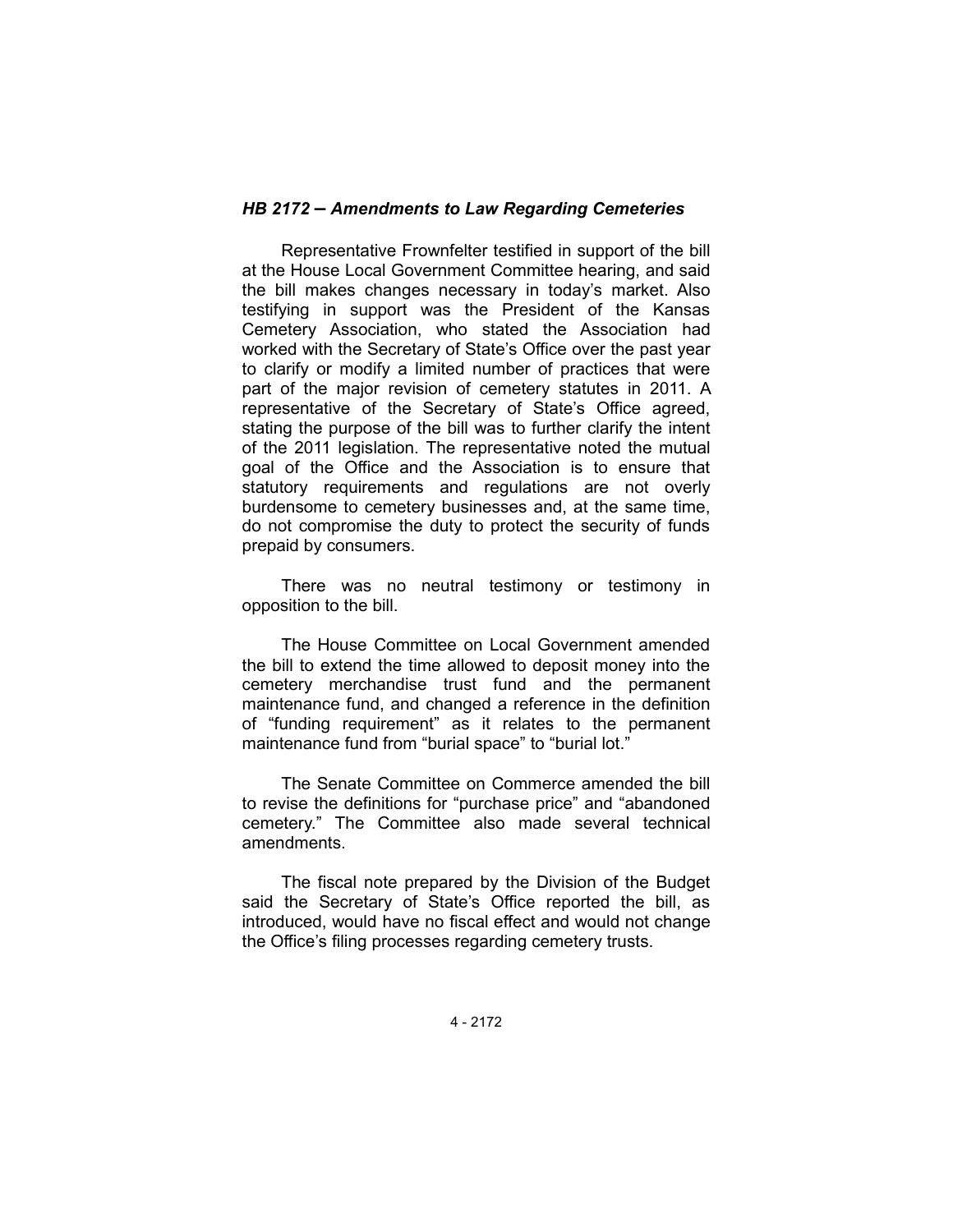### *HB 2172 – Amendments to Law Regarding Cemeteries*

Representative Frownfelter testified in support of the bill at the House Local Government Committee hearing, and said the bill makes changes necessary in today's market. Also testifying in support was the President of the Kansas Cemetery Association, who stated the Association had worked with the Secretary of State's Office over the past year to clarify or modify a limited number of practices that were part of the major revision of cemetery statutes in 2011. A representative of the Secretary of State's Office agreed, stating the purpose of the bill was to further clarify the intent of the 2011 legislation. The representative noted the mutual goal of the Office and the Association is to ensure that statutory requirements and regulations are not overly burdensome to cemetery businesses and, at the same time, do not compromise the duty to protect the security of funds prepaid by consumers.

There was no neutral testimony or testimony in opposition to the bill.

The House Committee on Local Government amended the bill to extend the time allowed to deposit money into the cemetery merchandise trust fund and the permanent maintenance fund, and changed a reference in the definition of "funding requirement" as it relates to the permanent maintenance fund from "burial space" to "burial lot."

The Senate Committee on Commerce amended the bill to revise the definitions for "purchase price" and "abandoned cemetery." The Committee also made several technical amendments.

The fiscal note prepared by the Division of the Budget said the Secretary of State's Office reported the bill, as introduced, would have no fiscal effect and would not change the Office's filing processes regarding cemetery trusts.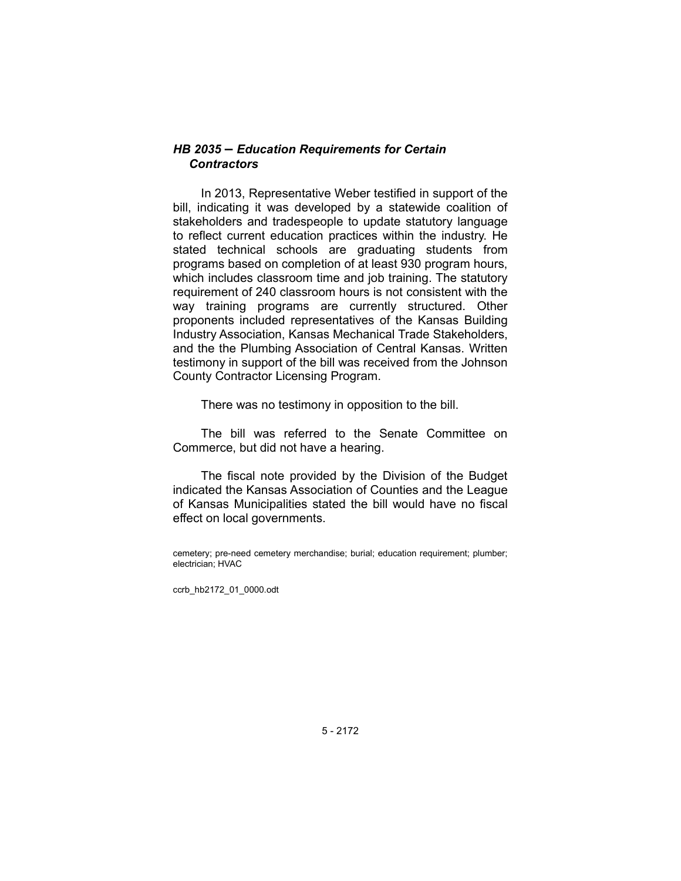### *HB 2035 – Education Requirements for Certain Contractors*

In 2013, Representative Weber testified in support of the bill, indicating it was developed by a statewide coalition of stakeholders and tradespeople to update statutory language to reflect current education practices within the industry. He stated technical schools are graduating students from programs based on completion of at least 930 program hours, which includes classroom time and job training. The statutory requirement of 240 classroom hours is not consistent with the way training programs are currently structured. Other proponents included representatives of the Kansas Building Industry Association, Kansas Mechanical Trade Stakeholders, and the the Plumbing Association of Central Kansas. Written testimony in support of the bill was received from the Johnson County Contractor Licensing Program.

There was no testimony in opposition to the bill.

The bill was referred to the Senate Committee on Commerce, but did not have a hearing.

The fiscal note provided by the Division of the Budget indicated the Kansas Association of Counties and the League of Kansas Municipalities stated the bill would have no fiscal effect on local governments.

cemetery; pre-need cemetery merchandise; burial; education requirement; plumber; electrician; HVAC

ccrb_hb2172_01_0000.odt